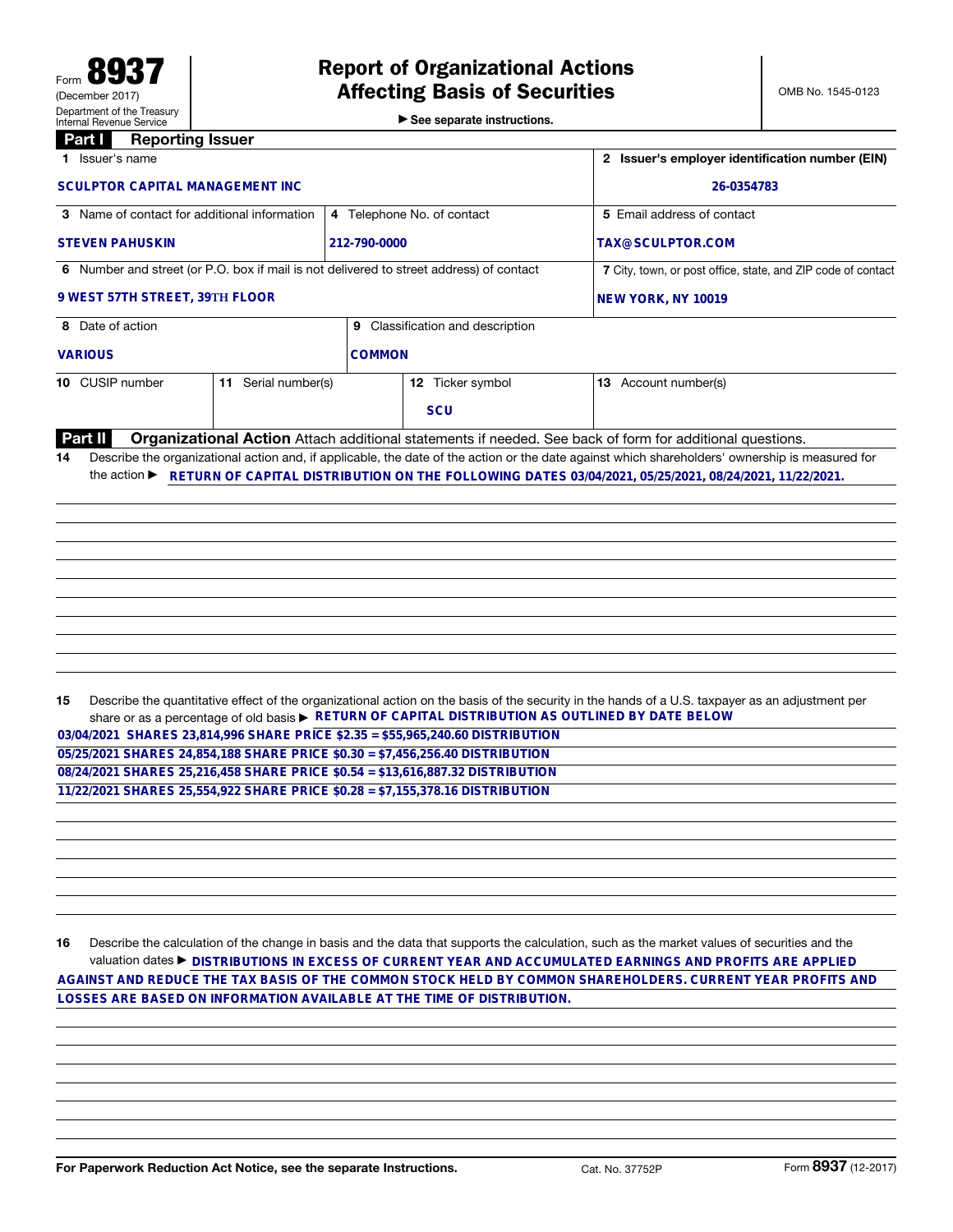Form **8937**
(December 2017)
Department of the Treasury
Internal Revenue Service

# Report of Organizational Actions Affecting Basis of Securities

▶ See separate instructions.

OMB No. 1545-0123

## Part I Reporting Issuer

| | | | |
|---|---|---|---|
| **1** Issuer's name<br>SCULPTOR CAPITAL MANAGEMENT INC | | | **2** Issuer's employer identification number (EIN)<br>26-0354783 |
| **3** Name of contact for additional information<br>STEVEN PAHUSKIN | **4** Telephone No. of contact<br>212-790-0000 | | **5** Email address of contact<br>TAX@SCULPTOR.COM |
| **6** Number and street (or P.O. box if mail is not delivered to street address) of contact<br>9 WEST 57TH STREET, 39TH FLOOR | | | **7** City, town, or post office, state, and ZIP code of contact<br>NEW YORK, NY 10019 |
| **8** Date of action<br>VARIOUS | **9** Classification and description<br>COMMON | | |
| **10** CUSIP number | **11** Serial number(s) | **12** Ticker symbol<br>SCU | **13** Account number(s) |

## Part II Organizational Action

Attach additional statements if needed. See back of form for additional questions.

**14** Describe the organizational action and, if applicable, the date of the action or the date against which shareholders' ownership is measured for the action ▶ RETURN OF CAPITAL DISTRIBUTION ON THE FOLLOWING DATES 03/04/2021, 05/25/2021, 08/24/2021, 11/22/2021.

**15** Describe the quantitative effect of the organizational action on the basis of the security in the hands of a U.S. taxpayer as an adjustment per share or as a percentage of old basis ▶ RETURN OF CAPITAL DISTRIBUTION AS OUTLINED BY DATE BELOW

03/04/2021 SHARES 23,814,996 SHARE PRICE $2.35 = $55,965,240.60 DISTRIBUTION
05/25/2021 SHARES 24,854,188 SHARE PRICE $0.30 = $7,456,256.40 DISTRIBUTION
08/24/2021 SHARES 25,216,458 SHARE PRICE $0.54 = $13,616,887.32 DISTRIBUTION
11/22/2021 SHARES 25,554,922 SHARE PRICE $0.28 = $7,155,378.16 DISTRIBUTION

**16** Describe the calculation of the change in basis and the data that supports the calculation, such as the market values of securities and the valuation dates ▶ DISTRIBUTIONS IN EXCESS OF CURRENT YEAR AND ACCUMULATED EARNINGS AND PROFITS ARE APPLIED AGAINST AND REDUCE THE TAX BASIS OF THE COMMON STOCK HELD BY COMMON SHAREHOLDERS. CURRENT YEAR PROFITS AND LOSSES ARE BASED ON INFORMATION AVAILABLE AT THE TIME OF DISTRIBUTION.

**For Paperwork Reduction Act Notice, see the separate Instructions.** Cat. No. 37752P Form **8937** (12-2017)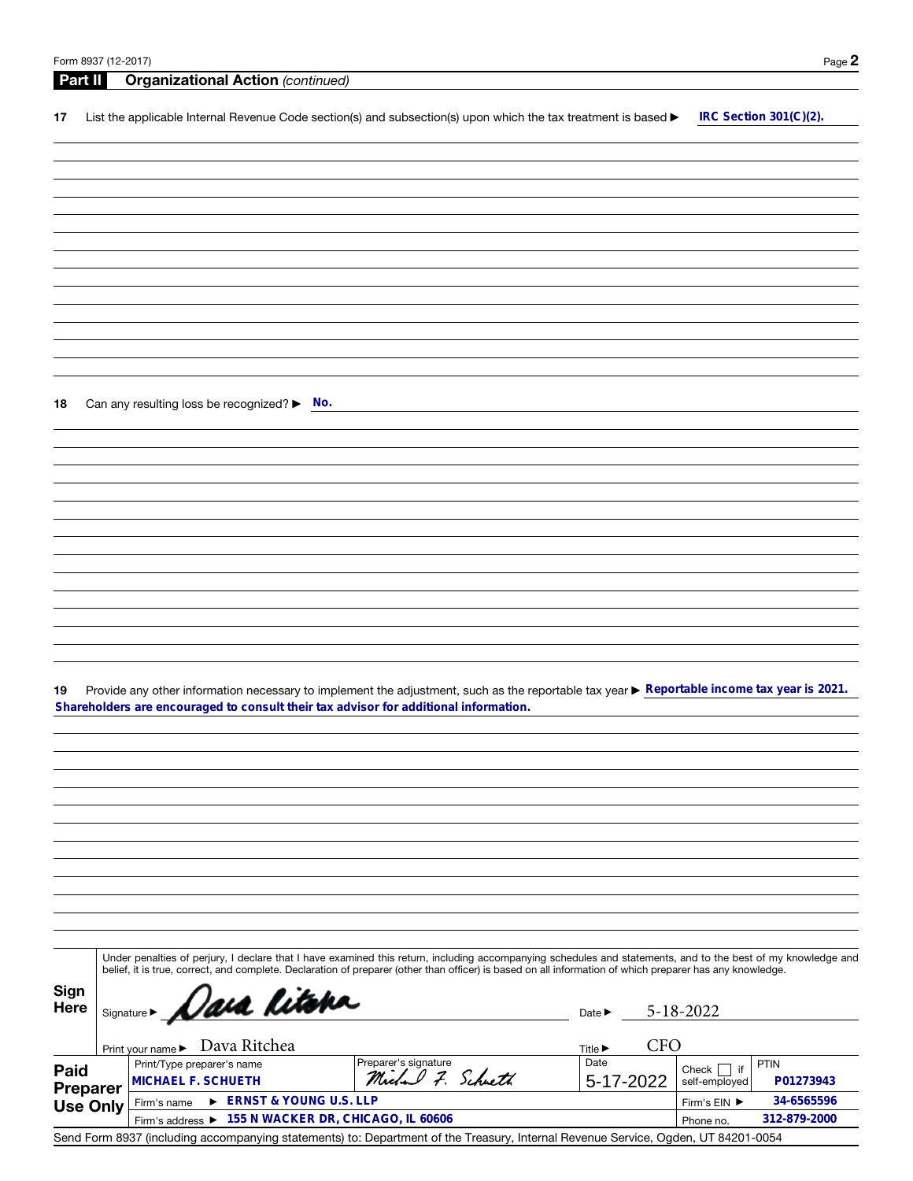Form 8937 (12-2017)

## Part II Organizational Action *(continued)*

**17** List the applicable Internal Revenue Code section(s) and subsection(s) upon which the tax treatment is based ▶ **IRC Section 301(C)(2).**

**18** Can any resulting loss be recognized? ▶ **No.**

**19** Provide any other information necessary to implement the adjustment, such as the reportable tax year ▶ **Reportable income tax year is 2021. Shareholders are encouraged to consult their tax advisor for additional information.**

### Sign Here

Under penalties of perjury, I declare that I have examined this return, including accompanying schedules and statements, and to the best of my knowledge and belief, it is true, correct, and complete. Declaration of preparer (other than officer) is based on all information of which preparer has any knowledge.

Signature ▶ Dava Ritchea    Date ▶ 5-18-2022

Print your name ▶ Dava Ritchea    Title ▶ CFO

### Paid Preparer Use Only

| Print/Type preparer's name | Preparer's signature | Date | Check ☐ if self-employed | PTIN |
|---|---|---|---|---|
| MICHAEL F. SCHUETH | Michael F. Schueth | 5-17-2022 | | P01273943 |

Firm's name ▶ **ERNST & YOUNG U.S. LLP**    Firm's EIN ▶ **34-6565596**

Firm's address ▶ **155 N WACKER DR, CHICAGO, IL 60606**    Phone no. **312-879-2000**

Send Form 8937 (including accompanying statements) to: Department of the Treasury, Internal Revenue Service, Ogden, UT 84201-0054